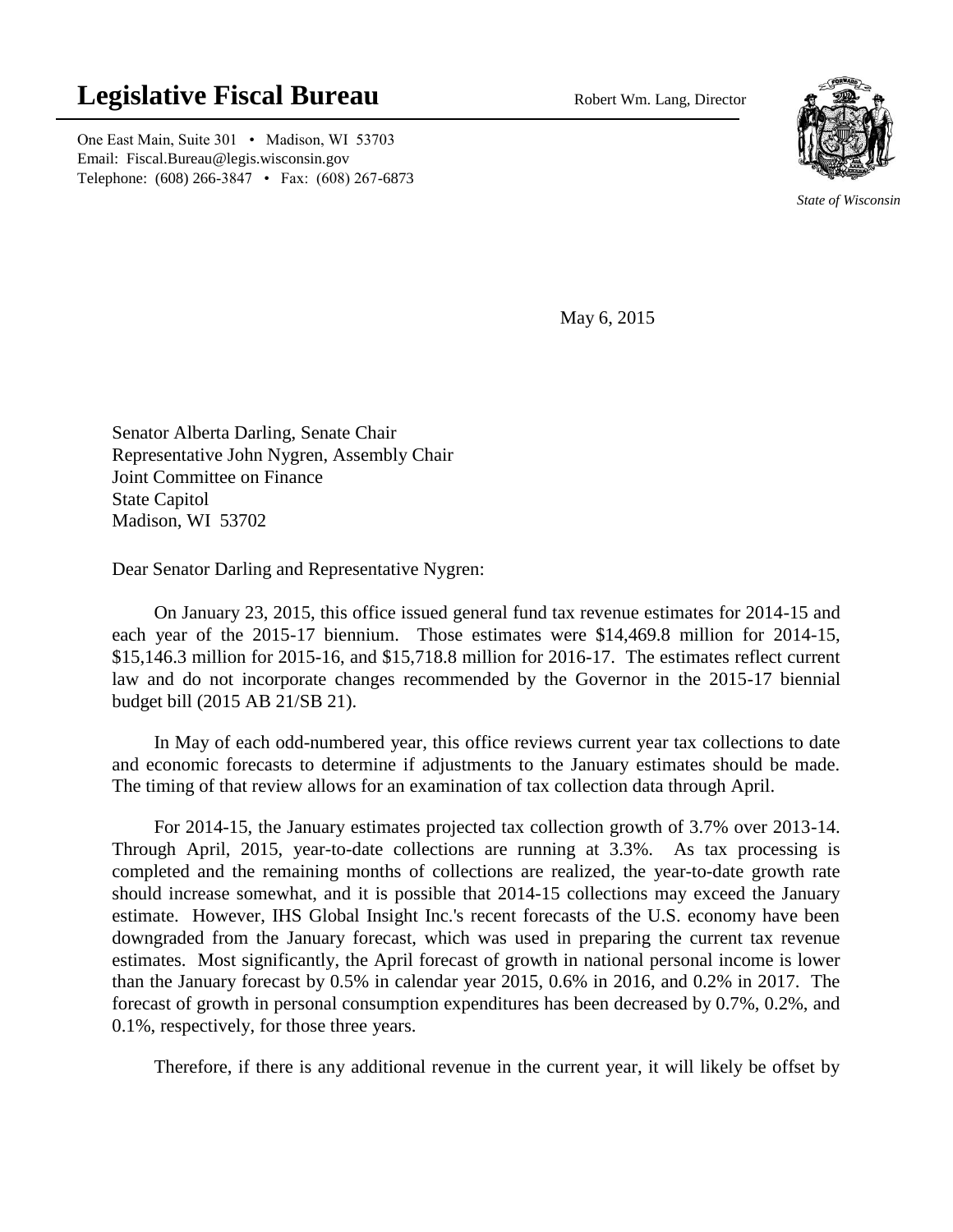# Legislative Fiscal Bureau

Robert Wm. Lang, Director

One East Main, Suite 301 • Madison, WI 53703
Email: Fiscal.Bureau@legis.wisconsin.gov
Telephone: (608) 266-3847 • Fax: (608) 267-6873

*State of Wisconsin*

May 6, 2015

Senator Alberta Darling, Senate Chair
Representative John Nygren, Assembly Chair
Joint Committee on Finance
State Capitol
Madison, WI 53702

Dear Senator Darling and Representative Nygren:

On January 23, 2015, this office issued general fund tax revenue estimates for 2014-15 and each year of the 2015-17 biennium. Those estimates were $14,469.8 million for 2014-15, $15,146.3 million for 2015-16, and $15,718.8 million for 2016-17. The estimates reflect current law and do not incorporate changes recommended by the Governor in the 2015-17 biennial budget bill (2015 AB 21/SB 21).

In May of each odd-numbered year, this office reviews current year tax collections to date and economic forecasts to determine if adjustments to the January estimates should be made. The timing of that review allows for an examination of tax collection data through April.

For 2014-15, the January estimates projected tax collection growth of 3.7% over 2013-14. Through April, 2015, year-to-date collections are running at 3.3%. As tax processing is completed and the remaining months of collections are realized, the year-to-date growth rate should increase somewhat, and it is possible that 2014-15 collections may exceed the January estimate. However, IHS Global Insight Inc.'s recent forecasts of the U.S. economy have been downgraded from the January forecast, which was used in preparing the current tax revenue estimates. Most significantly, the April forecast of growth in national personal income is lower than the January forecast by 0.5% in calendar year 2015, 0.6% in 2016, and 0.2% in 2017. The forecast of growth in personal consumption expenditures has been decreased by 0.7%, 0.2%, and 0.1%, respectively, for those three years.

Therefore, if there is any additional revenue in the current year, it will likely be offset by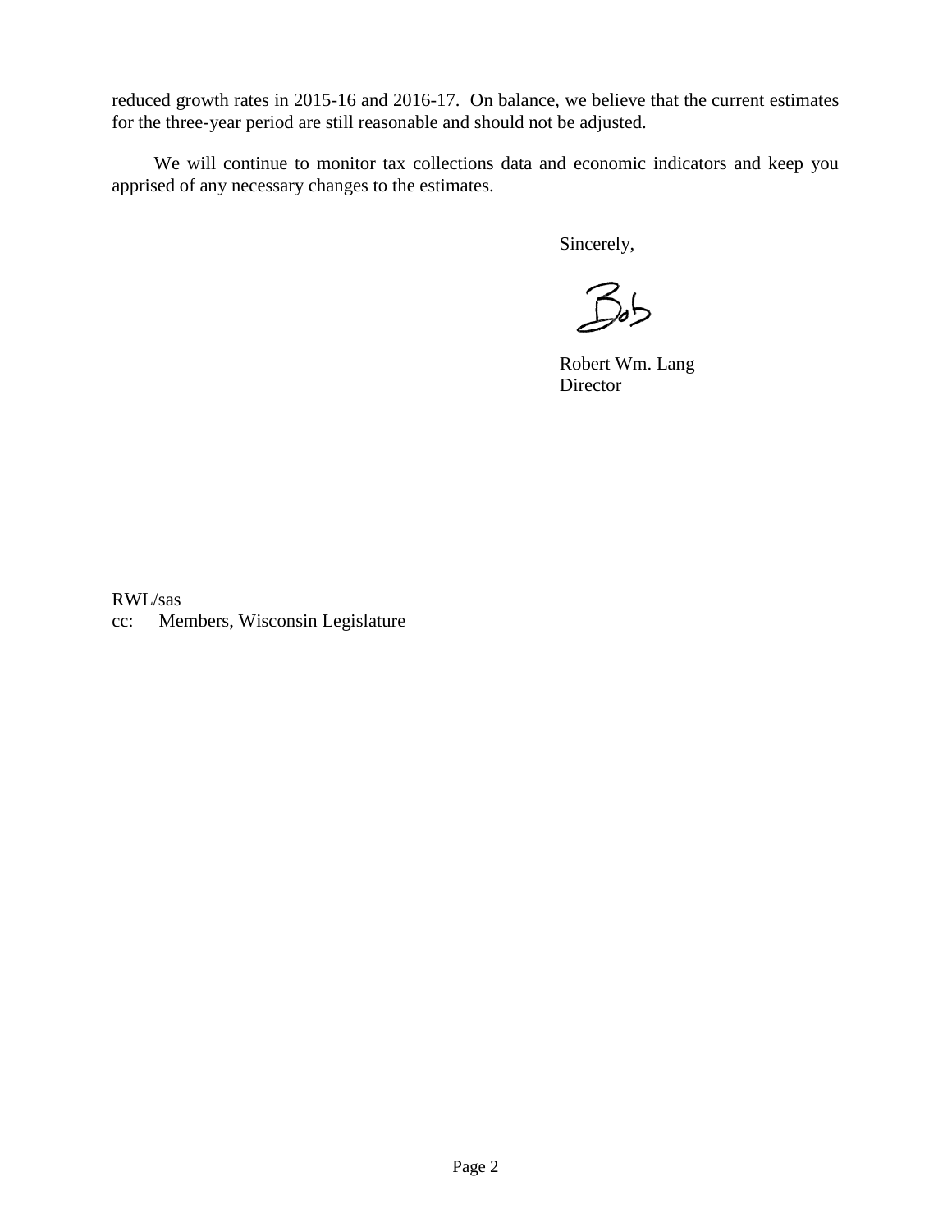reduced growth rates in 2015-16 and 2016-17. On balance, we believe that the current estimates for the three-year period are still reasonable and should not be adjusted.

We will continue to monitor tax collections data and economic indicators and keep you apprised of any necessary changes to the estimates.

Sincerely,

Bob

Robert Wm. Lang
Director

RWL/sas
cc: Members, Wisconsin Legislature